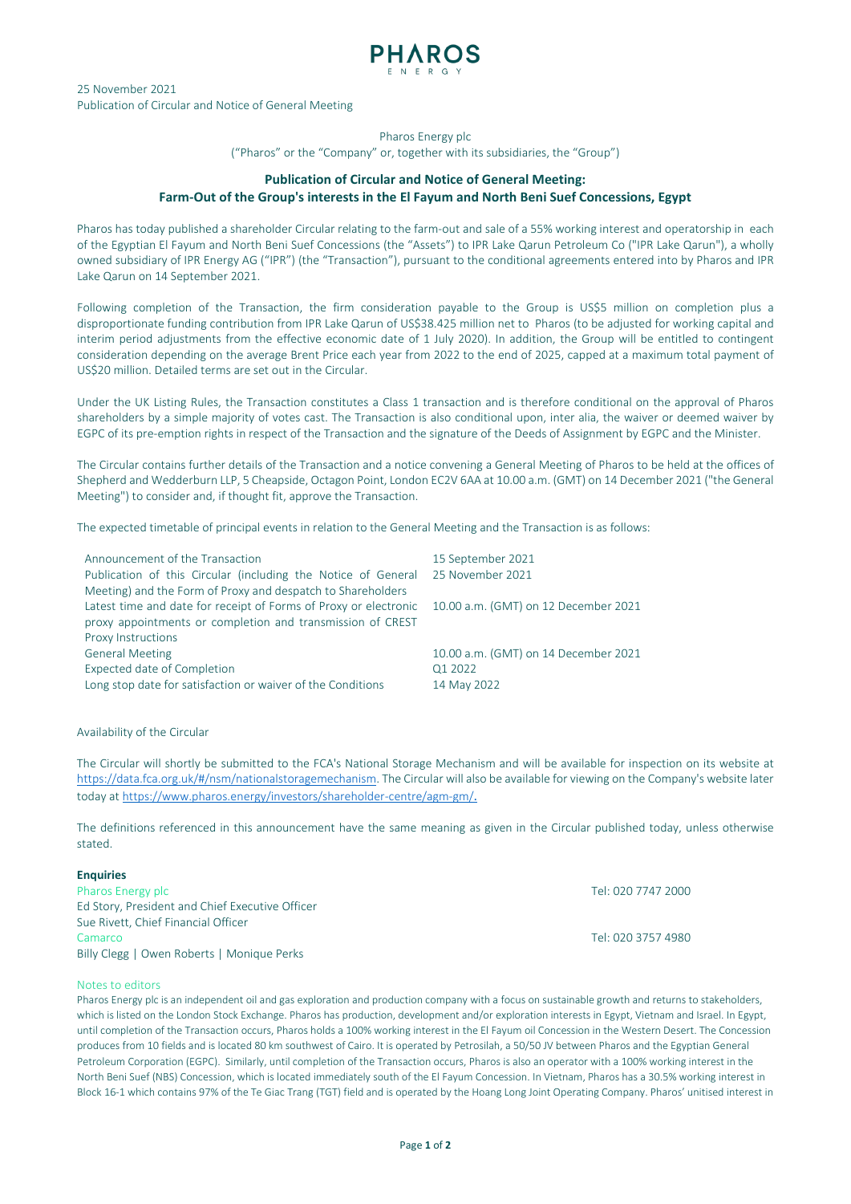PHAROS ENERGY

25 November 2021
Publication of Circular and Notice of General Meeting

Pharos Energy plc
("Pharos" or the "Company" or, together with its subsidiaries, the "Group")

## Publication of Circular and Notice of General Meeting: Farm-Out of the Group's interests in the El Fayum and North Beni Suef Concessions, Egypt

Pharos has today published a shareholder Circular relating to the farm-out and sale of a 55% working interest and operatorship in each of the Egyptian El Fayum and North Beni Suef Concessions (the "Assets") to IPR Lake Qarun Petroleum Co ("IPR Lake Qarun"), a wholly owned subsidiary of IPR Energy AG ("IPR") (the "Transaction"), pursuant to the conditional agreements entered into by Pharos and IPR Lake Qarun on 14 September 2021.

Following completion of the Transaction, the firm consideration payable to the Group is US$5 million on completion plus a disproportionate funding contribution from IPR Lake Qarun of US$38.425 million net to Pharos (to be adjusted for working capital and interim period adjustments from the effective economic date of 1 July 2020). In addition, the Group will be entitled to contingent consideration depending on the average Brent Price each year from 2022 to the end of 2025, capped at a maximum total payment of US$20 million. Detailed terms are set out in the Circular.

Under the UK Listing Rules, the Transaction constitutes a Class 1 transaction and is therefore conditional on the approval of Pharos shareholders by a simple majority of votes cast. The Transaction is also conditional upon, inter alia, the waiver or deemed waiver by EGPC of its pre-emption rights in respect of the Transaction and the signature of the Deeds of Assignment by EGPC and the Minister.

The Circular contains further details of the Transaction and a notice convening a General Meeting of Pharos to be held at the offices of Shepherd and Wedderburn LLP, 5 Cheapside, Octagon Point, London EC2V 6AA at 10.00 a.m. (GMT) on 14 December 2021 ("the General Meeting") to consider and, if thought fit, approve the Transaction.

The expected timetable of principal events in relation to the General Meeting and the Transaction is as follows:

| | |
|---|---|
| Announcement of the Transaction | 15 September 2021 |
| Publication of this Circular (including the Notice of General Meeting) and the Form of Proxy and despatch to Shareholders | 25 November 2021 |
| Latest time and date for receipt of Forms of Proxy or electronic proxy appointments or completion and transmission of CREST Proxy Instructions | 10.00 a.m. (GMT) on 12 December 2021 |
| General Meeting | 10.00 a.m. (GMT) on 14 December 2021 |
| Expected date of Completion | Q1 2022 |
| Long stop date for satisfaction or waiver of the Conditions | 14 May 2022 |

Availability of the Circular

The Circular will shortly be submitted to the FCA's National Storage Mechanism and will be available for inspection on its website at https://data.fca.org.uk/#/nsm/nationalstoragemechanism. The Circular will also be available for viewing on the Company's website later today at https://www.pharos.energy/investors/shareholder-centre/agm-gm/.

The definitions referenced in this announcement have the same meaning as given in the Circular published today, unless otherwise stated.

**Enquiries**

Pharos Energy plc — Tel: 020 7747 2000
Ed Story, President and Chief Executive Officer
Sue Rivett, Chief Financial Officer

Camarco — Tel: 020 3757 4980
Billy Clegg | Owen Roberts | Monique Perks

Notes to editors

Pharos Energy plc is an independent oil and gas exploration and production company with a focus on sustainable growth and returns to stakeholders, which is listed on the London Stock Exchange. Pharos has production, development and/or exploration interests in Egypt, Vietnam and Israel. In Egypt, until completion of the Transaction occurs, Pharos holds a 100% working interest in the El Fayum oil Concession in the Western Desert. The Concession produces from 10 fields and is located 80 km southwest of Cairo. It is operated by Petrosilah, a 50/50 JV between Pharos and the Egyptian General Petroleum Corporation (EGPC). Similarly, until completion of the Transaction occurs, Pharos is also an operator with a 100% working interest in the North Beni Suef (NBS) Concession, which is located immediately south of the El Fayum Concession. In Vietnam, Pharos has a 30.5% working interest in Block 16-1 which contains 97% of the Te Giac Trang (TGT) field and is operated by the Hoang Long Joint Operating Company. Pharos' unitised interest in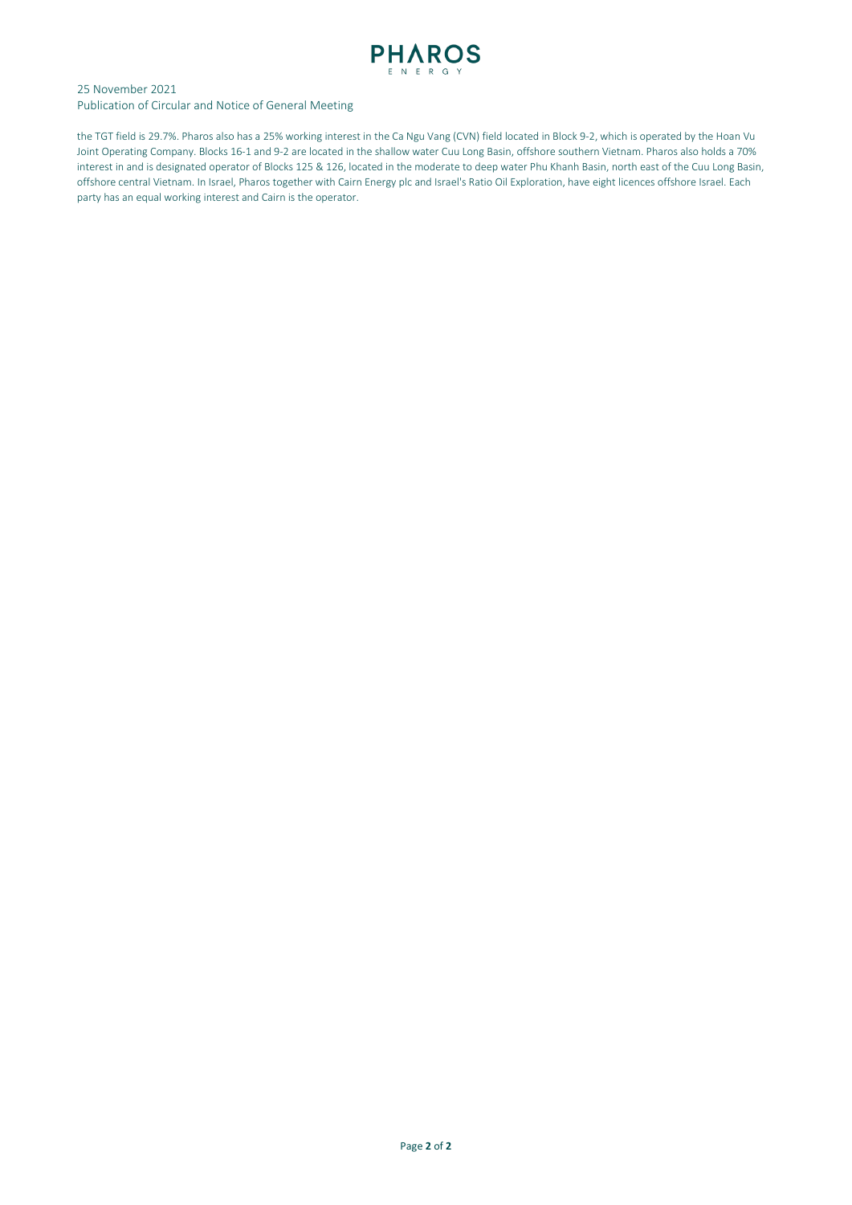the TGT field is 29.7%. Pharos also has a 25% working interest in the Ca Ngu Vang (CVN) field located in Block 9-2, which is operated by the Hoan Vu Joint Operating Company. Blocks 16-1 and 9-2 are located in the shallow water Cuu Long Basin, offshore southern Vietnam. Pharos also holds a 70% interest in and is designated operator of Blocks 125 & 126, located in the moderate to deep water Phu Khanh Basin, north east of the Cuu Long Basin, offshore central Vietnam. In Israel, Pharos together with Cairn Energy plc and Israel's Ratio Oil Exploration, have eight licences offshore Israel. Each party has an equal working interest and Cairn is the operator.